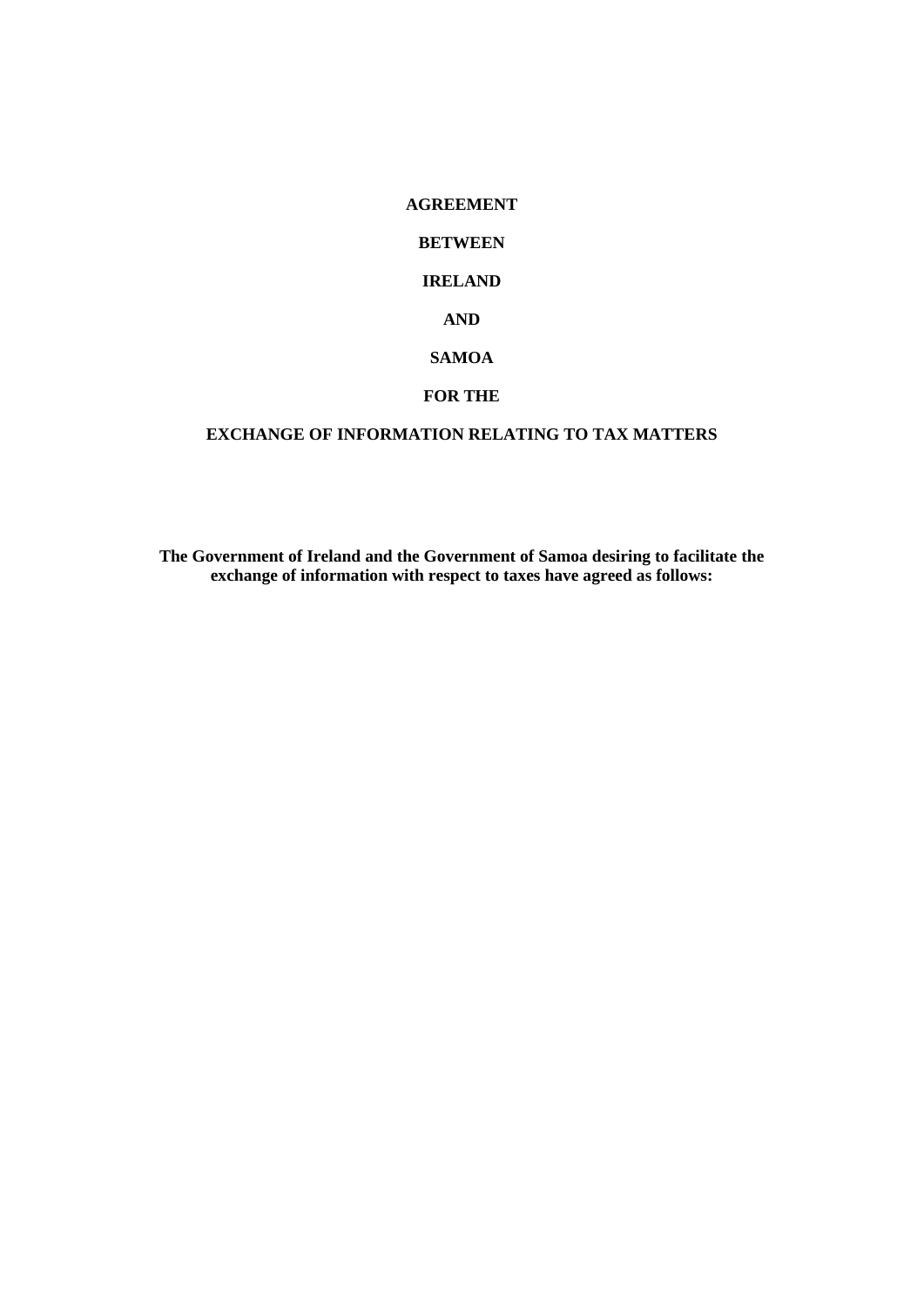# AGREEMENT

# BETWEEN

# IRELAND

# AND

# SAMOA

# FOR THE

# EXCHANGE OF INFORMATION RELATING TO TAX MATTERS

**The Government of Ireland and the Government of Samoa desiring to facilitate the exchange of information with respect to taxes have agreed as follows:**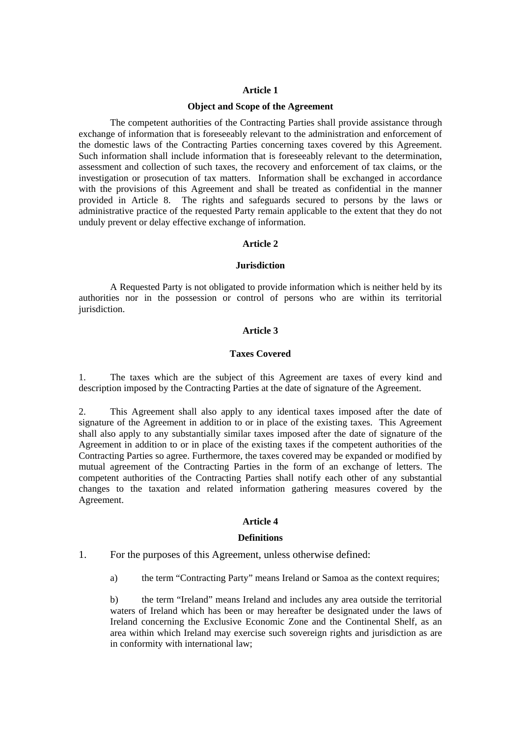## Article 1

### Object and Scope of the Agreement

The competent authorities of the Contracting Parties shall provide assistance through exchange of information that is foreseeably relevant to the administration and enforcement of the domestic laws of the Contracting Parties concerning taxes covered by this Agreement. Such information shall include information that is foreseeably relevant to the determination, assessment and collection of such taxes, the recovery and enforcement of tax claims, or the investigation or prosecution of tax matters. Information shall be exchanged in accordance with the provisions of this Agreement and shall be treated as confidential in the manner provided in Article 8. The rights and safeguards secured to persons by the laws or administrative practice of the requested Party remain applicable to the extent that they do not unduly prevent or delay effective exchange of information.

## Article 2

### Jurisdiction

A Requested Party is not obligated to provide information which is neither held by its authorities nor in the possession or control of persons who are within its territorial jurisdiction.

## Article 3

### Taxes Covered

1. The taxes which are the subject of this Agreement are taxes of every kind and description imposed by the Contracting Parties at the date of signature of the Agreement.

2. This Agreement shall also apply to any identical taxes imposed after the date of signature of the Agreement in addition to or in place of the existing taxes. This Agreement shall also apply to any substantially similar taxes imposed after the date of signature of the Agreement in addition to or in place of the existing taxes if the competent authorities of the Contracting Parties so agree. Furthermore, the taxes covered may be expanded or modified by mutual agreement of the Contracting Parties in the form of an exchange of letters. The competent authorities of the Contracting Parties shall notify each other of any substantial changes to the taxation and related information gathering measures covered by the Agreement.

## Article 4

### Definitions

1. For the purposes of this Agreement, unless otherwise defined:

   a) the term "Contracting Party" means Ireland or Samoa as the context requires;

   b) the term "Ireland" means Ireland and includes any area outside the territorial waters of Ireland which has been or may hereafter be designated under the laws of Ireland concerning the Exclusive Economic Zone and the Continental Shelf, as an area within which Ireland may exercise such sovereign rights and jurisdiction as are in conformity with international law;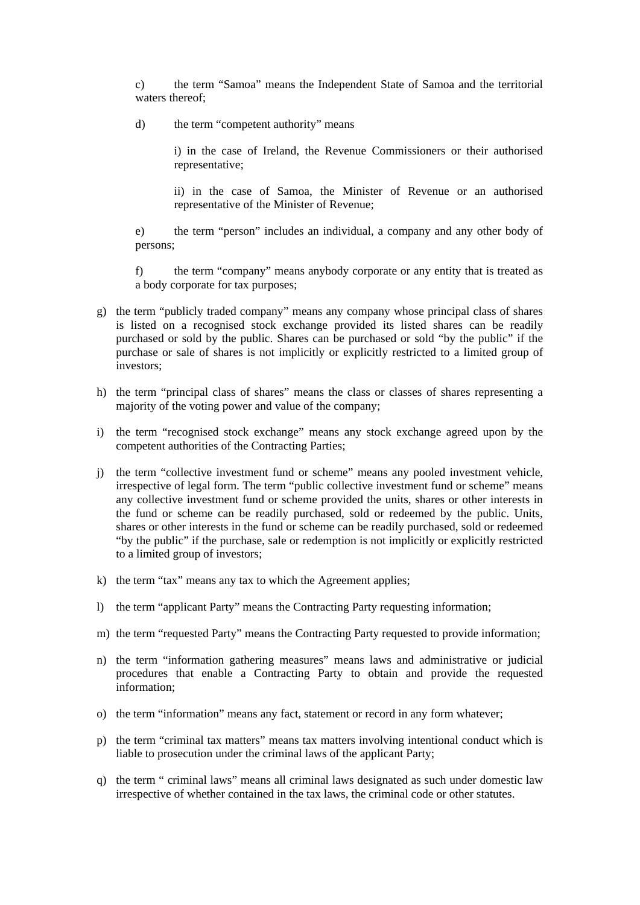c) the term "Samoa" means the Independent State of Samoa and the territorial waters thereof;

d) the term "competent authority" means

i) in the case of Ireland, the Revenue Commissioners or their authorised representative;

ii) in the case of Samoa, the Minister of Revenue or an authorised representative of the Minister of Revenue;

e) the term "person" includes an individual, a company and any other body of persons;

f) the term "company" means anybody corporate or any entity that is treated as a body corporate for tax purposes;

g) the term "publicly traded company" means any company whose principal class of shares is listed on a recognised stock exchange provided its listed shares can be readily purchased or sold by the public. Shares can be purchased or sold "by the public" if the purchase or sale of shares is not implicitly or explicitly restricted to a limited group of investors;

h) the term "principal class of shares" means the class or classes of shares representing a majority of the voting power and value of the company;

i) the term "recognised stock exchange" means any stock exchange agreed upon by the competent authorities of the Contracting Parties;

j) the term "collective investment fund or scheme" means any pooled investment vehicle, irrespective of legal form. The term "public collective investment fund or scheme" means any collective investment fund or scheme provided the units, shares or other interests in the fund or scheme can be readily purchased, sold or redeemed by the public. Units, shares or other interests in the fund or scheme can be readily purchased, sold or redeemed "by the public" if the purchase, sale or redemption is not implicitly or explicitly restricted to a limited group of investors;

k) the term "tax" means any tax to which the Agreement applies;

l) the term "applicant Party" means the Contracting Party requesting information;

m) the term "requested Party" means the Contracting Party requested to provide information;

n) the term "information gathering measures" means laws and administrative or judicial procedures that enable a Contracting Party to obtain and provide the requested information;

o) the term "information" means any fact, statement or record in any form whatever;

p) the term "criminal tax matters" means tax matters involving intentional conduct which is liable to prosecution under the criminal laws of the applicant Party;

q) the term " criminal laws" means all criminal laws designated as such under domestic law irrespective of whether contained in the tax laws, the criminal code or other statutes.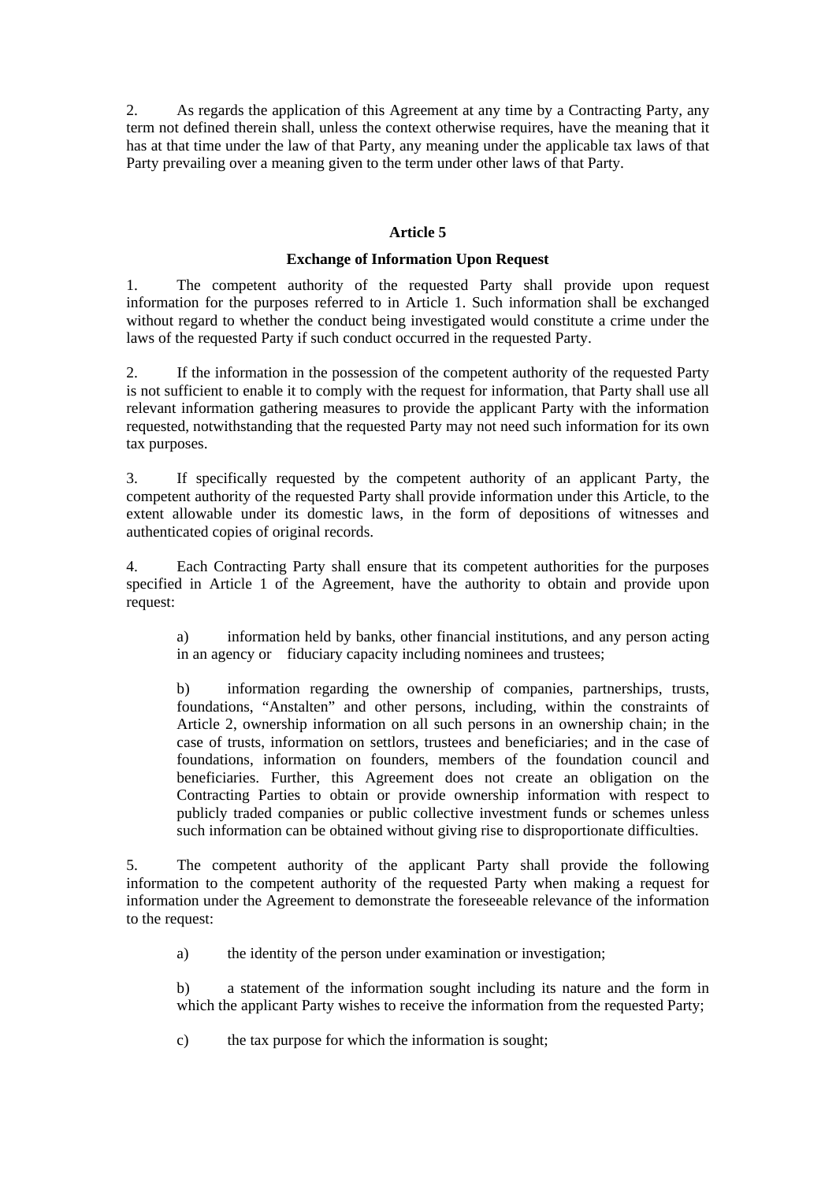2. As regards the application of this Agreement at any time by a Contracting Party, any term not defined therein shall, unless the context otherwise requires, have the meaning that it has at that time under the law of that Party, any meaning under the applicable tax laws of that Party prevailing over a meaning given to the term under other laws of that Party.

## Article 5

### Exchange of Information Upon Request

1. The competent authority of the requested Party shall provide upon request information for the purposes referred to in Article 1. Such information shall be exchanged without regard to whether the conduct being investigated would constitute a crime under the laws of the requested Party if such conduct occurred in the requested Party.

2. If the information in the possession of the competent authority of the requested Party is not sufficient to enable it to comply with the request for information, that Party shall use all relevant information gathering measures to provide the applicant Party with the information requested, notwithstanding that the requested Party may not need such information for its own tax purposes.

3. If specifically requested by the competent authority of an applicant Party, the competent authority of the requested Party shall provide information under this Article, to the extent allowable under its domestic laws, in the form of depositions of witnesses and authenticated copies of original records.

4. Each Contracting Party shall ensure that its competent authorities for the purposes specified in Article 1 of the Agreement, have the authority to obtain and provide upon request:

   a) information held by banks, other financial institutions, and any person acting in an agency or fiduciary capacity including nominees and trustees;

   b) information regarding the ownership of companies, partnerships, trusts, foundations, “Anstalten” and other persons, including, within the constraints of Article 2, ownership information on all such persons in an ownership chain; in the case of trusts, information on settlors, trustees and beneficiaries; and in the case of foundations, information on founders, members of the foundation council and beneficiaries. Further, this Agreement does not create an obligation on the Contracting Parties to obtain or provide ownership information with respect to publicly traded companies or public collective investment funds or schemes unless such information can be obtained without giving rise to disproportionate difficulties.

5. The competent authority of the applicant Party shall provide the following information to the competent authority of the requested Party when making a request for information under the Agreement to demonstrate the foreseeable relevance of the information to the request:

   a) the identity of the person under examination or investigation;

   b) a statement of the information sought including its nature and the form in which the applicant Party wishes to receive the information from the requested Party;

   c) the tax purpose for which the information is sought;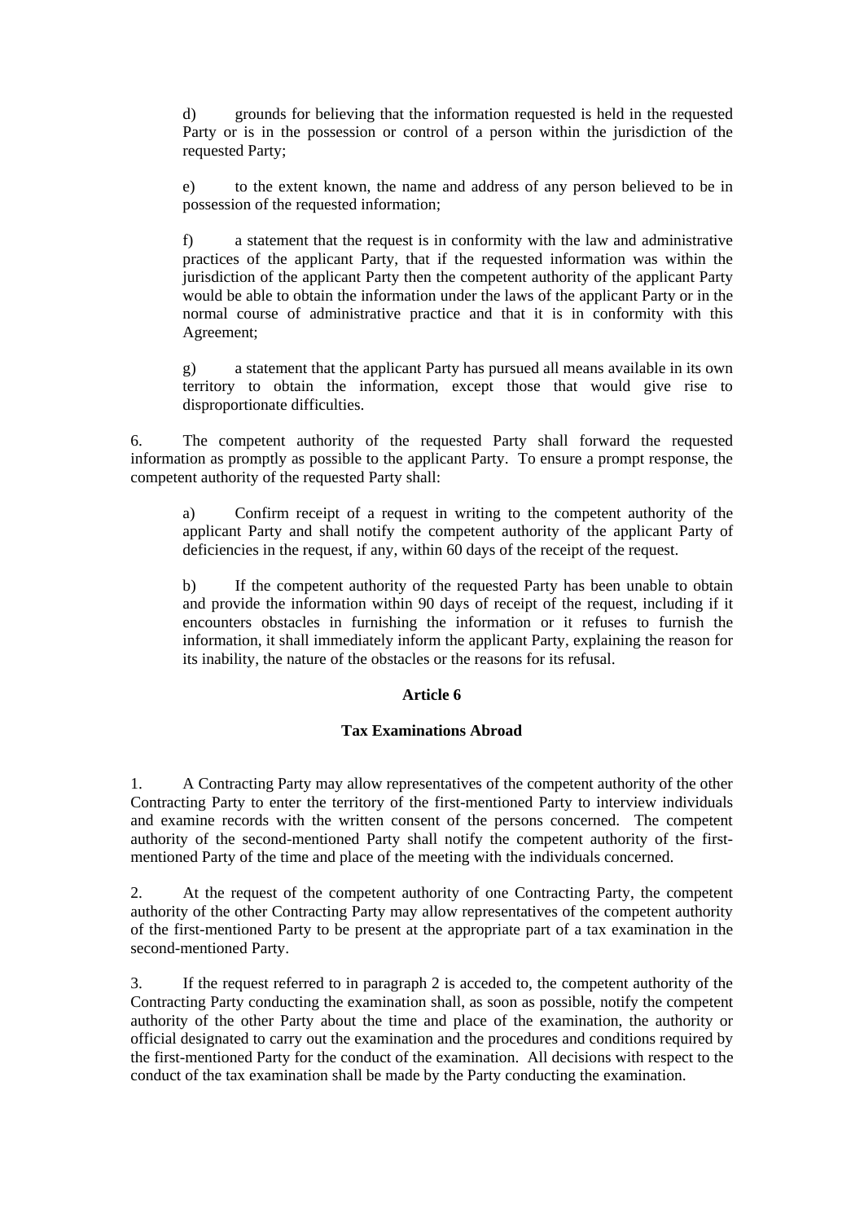d) grounds for believing that the information requested is held in the requested Party or is in the possession or control of a person within the jurisdiction of the requested Party;

e) to the extent known, the name and address of any person believed to be in possession of the requested information;

f) a statement that the request is in conformity with the law and administrative practices of the applicant Party, that if the requested information was within the jurisdiction of the applicant Party then the competent authority of the applicant Party would be able to obtain the information under the laws of the applicant Party or in the normal course of administrative practice and that it is in conformity with this Agreement;

g) a statement that the applicant Party has pursued all means available in its own territory to obtain the information, except those that would give rise to disproportionate difficulties.

6. The competent authority of the requested Party shall forward the requested information as promptly as possible to the applicant Party. To ensure a prompt response, the competent authority of the requested Party shall:

a) Confirm receipt of a request in writing to the competent authority of the applicant Party and shall notify the competent authority of the applicant Party of deficiencies in the request, if any, within 60 days of the receipt of the request.

b) If the competent authority of the requested Party has been unable to obtain and provide the information within 90 days of receipt of the request, including if it encounters obstacles in furnishing the information or it refuses to furnish the information, it shall immediately inform the applicant Party, explaining the reason for its inability, the nature of the obstacles or the reasons for its refusal.

## Article 6

### Tax Examinations Abroad

1. A Contracting Party may allow representatives of the competent authority of the other Contracting Party to enter the territory of the first-mentioned Party to interview individuals and examine records with the written consent of the persons concerned. The competent authority of the second-mentioned Party shall notify the competent authority of the first-mentioned Party of the time and place of the meeting with the individuals concerned.

2. At the request of the competent authority of one Contracting Party, the competent authority of the other Contracting Party may allow representatives of the competent authority of the first-mentioned Party to be present at the appropriate part of a tax examination in the second-mentioned Party.

3. If the request referred to in paragraph 2 is acceded to, the competent authority of the Contracting Party conducting the examination shall, as soon as possible, notify the competent authority of the other Party about the time and place of the examination, the authority or official designated to carry out the examination and the procedures and conditions required by the first-mentioned Party for the conduct of the examination. All decisions with respect to the conduct of the tax examination shall be made by the Party conducting the examination.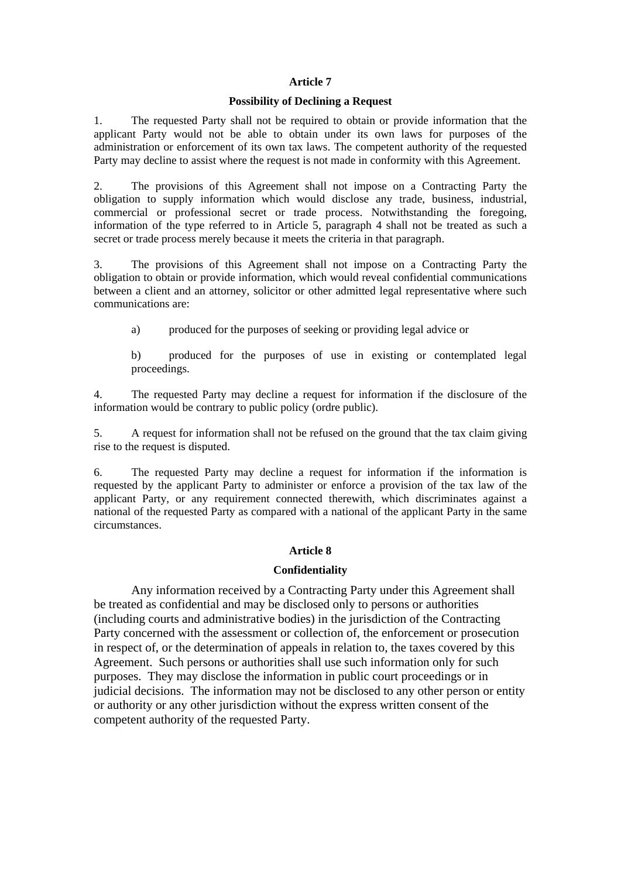**Article 7**

**Possibility of Declining a Request**

1. The requested Party shall not be required to obtain or provide information that the applicant Party would not be able to obtain under its own laws for purposes of the administration or enforcement of its own tax laws. The competent authority of the requested Party may decline to assist where the request is not made in conformity with this Agreement.

2. The provisions of this Agreement shall not impose on a Contracting Party the obligation to supply information which would disclose any trade, business, industrial, commercial or professional secret or trade process. Notwithstanding the foregoing, information of the type referred to in Article 5, paragraph 4 shall not be treated as such a secret or trade process merely because it meets the criteria in that paragraph.

3. The provisions of this Agreement shall not impose on a Contracting Party the obligation to obtain or provide information, which would reveal confidential communications between a client and an attorney, solicitor or other admitted legal representative where such communications are:

   a) produced for the purposes of seeking or providing legal advice or

   b) produced for the purposes of use in existing or contemplated legal proceedings.

4. The requested Party may decline a request for information if the disclosure of the information would be contrary to public policy (ordre public).

5. A request for information shall not be refused on the ground that the tax claim giving rise to the request is disputed.

6. The requested Party may decline a request for information if the information is requested by the applicant Party to administer or enforce a provision of the tax law of the applicant Party, or any requirement connected therewith, which discriminates against a national of the requested Party as compared with a national of the applicant Party in the same circumstances.

**Article 8**

**Confidentiality**

Any information received by a Contracting Party under this Agreement shall be treated as confidential and may be disclosed only to persons or authorities (including courts and administrative bodies) in the jurisdiction of the Contracting Party concerned with the assessment or collection of, the enforcement or prosecution in respect of, or the determination of appeals in relation to, the taxes covered by this Agreement. Such persons or authorities shall use such information only for such purposes. They may disclose the information in public court proceedings or in judicial decisions. The information may not be disclosed to any other person or entity or authority or any other jurisdiction without the express written consent of the competent authority of the requested Party.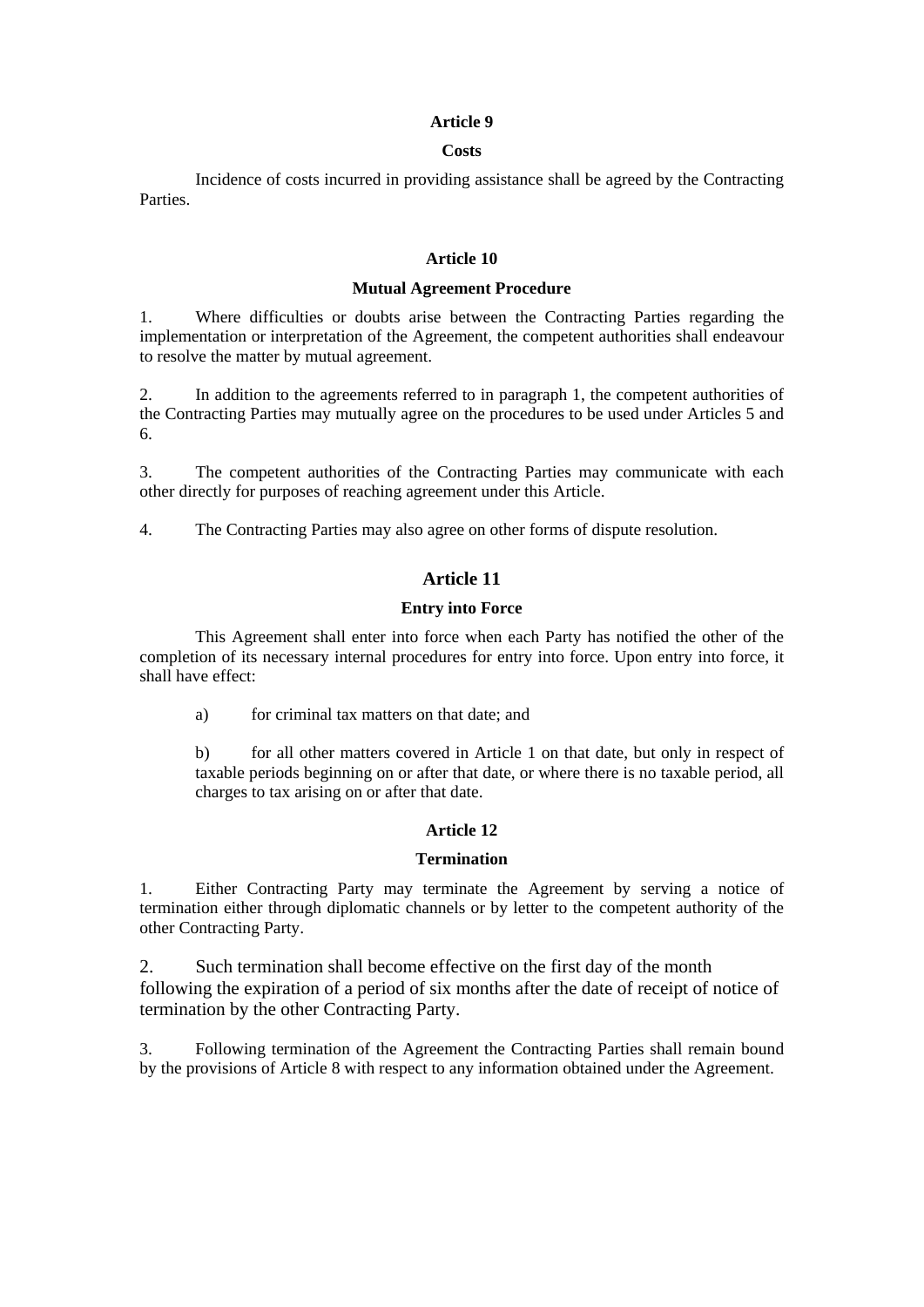**Article 9**

**Costs**

Incidence of costs incurred in providing assistance shall be agreed by the Contracting Parties.

**Article 10**

**Mutual Agreement Procedure**

1. Where difficulties or doubts arise between the Contracting Parties regarding the implementation or interpretation of the Agreement, the competent authorities shall endeavour to resolve the matter by mutual agreement.

2. In addition to the agreements referred to in paragraph 1, the competent authorities of the Contracting Parties may mutually agree on the procedures to be used under Articles 5 and 6.

3. The competent authorities of the Contracting Parties may communicate with each other directly for purposes of reaching agreement under this Article.

4. The Contracting Parties may also agree on other forms of dispute resolution.

**Article 11**

**Entry into Force**

This Agreement shall enter into force when each Party has notified the other of the completion of its necessary internal procedures for entry into force. Upon entry into force, it shall have effect:

a) for criminal tax matters on that date; and

b) for all other matters covered in Article 1 on that date, but only in respect of taxable periods beginning on or after that date, or where there is no taxable period, all charges to tax arising on or after that date.

**Article 12**

**Termination**

1. Either Contracting Party may terminate the Agreement by serving a notice of termination either through diplomatic channels or by letter to the competent authority of the other Contracting Party.

2. Such termination shall become effective on the first day of the month following the expiration of a period of six months after the date of receipt of notice of termination by the other Contracting Party.

3. Following termination of the Agreement the Contracting Parties shall remain bound by the provisions of Article 8 with respect to any information obtained under the Agreement.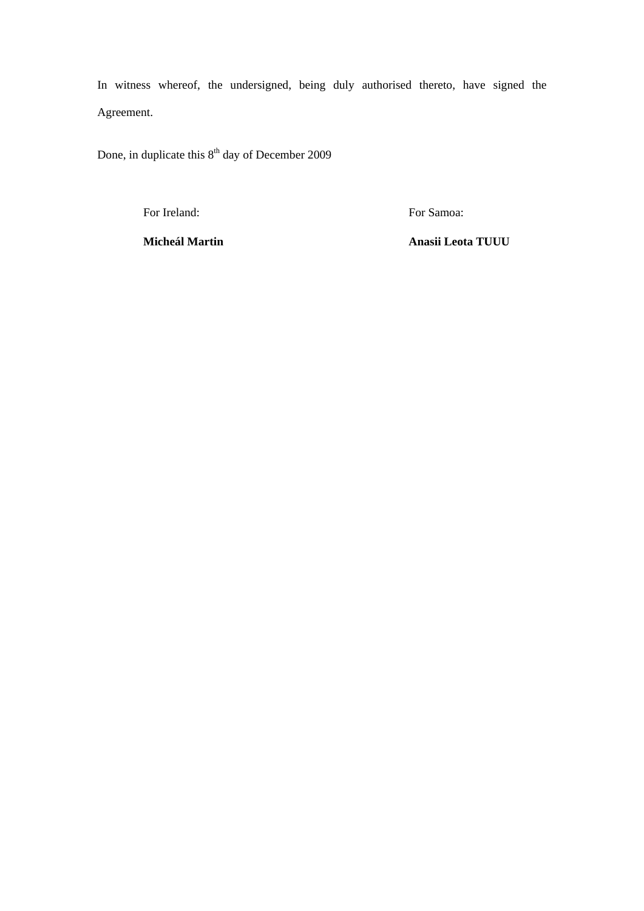In witness whereof, the undersigned, being duly authorised thereto, have signed the Agreement.

Done, in duplicate this 8th day of December 2009

| | |
|---|---|
| For Ireland: | For Samoa: |
| **Micheál Martin** | **Anasii Leota TUUU** |